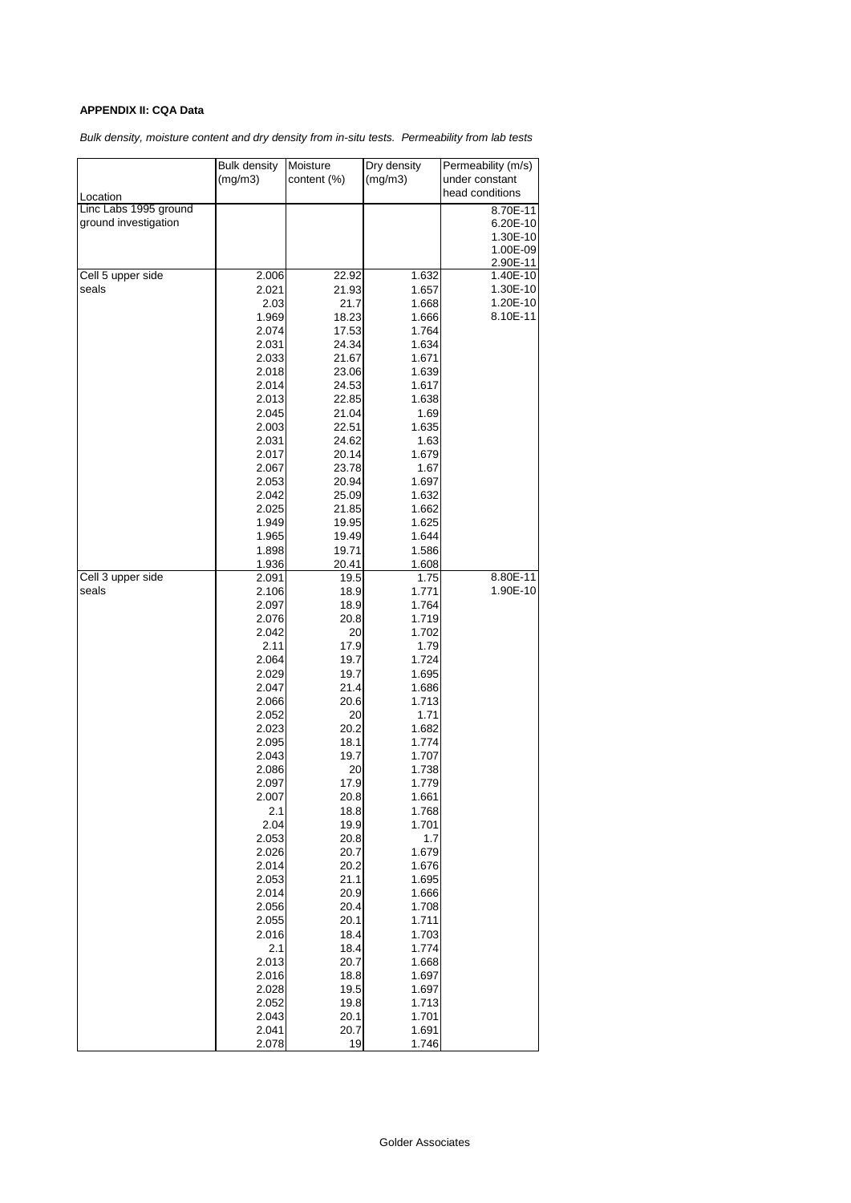**APPENDIX II: CQA Data**

*Bulk density, moisture content and dry density from in-situ tests. Permeability from lab tests*

| Location | Bulk density (mg/m3) | Moisture content (%) | Dry density (mg/m3) | Permeability (m/s) under constant head conditions |
|---|---|---|---|---|
| Linc Labs 1995 ground investigation | | | | 8.70E-11 |
| | | | | 6.20E-10 |
| | | | | 1.30E-10 |
| | | | | 1.00E-09 |
| | | | | 2.90E-11 |
| Cell 5 upper side seals | 2.006 | 22.92 | 1.632 | 1.40E-10 |
| | 2.021 | 21.93 | 1.657 | 1.30E-10 |
| | 2.03 | 21.7 | 1.668 | 1.20E-10 |
| | 1.969 | 18.23 | 1.666 | 8.10E-11 |
| | 2.074 | 17.53 | 1.764 | |
| | 2.031 | 24.34 | 1.634 | |
| | 2.033 | 21.67 | 1.671 | |
| | 2.018 | 23.06 | 1.639 | |
| | 2.014 | 24.53 | 1.617 | |
| | 2.013 | 22.85 | 1.638 | |
| | 2.045 | 21.04 | 1.69 | |
| | 2.003 | 22.51 | 1.635 | |
| | 2.031 | 24.62 | 1.63 | |
| | 2.017 | 20.14 | 1.679 | |
| | 2.067 | 23.78 | 1.67 | |
| | 2.053 | 20.94 | 1.697 | |
| | 2.042 | 25.09 | 1.632 | |
| | 2.025 | 21.85 | 1.662 | |
| | 1.949 | 19.95 | 1.625 | |
| | 1.965 | 19.49 | 1.644 | |
| | 1.898 | 19.71 | 1.586 | |
| | 1.936 | 20.41 | 1.608 | |
| Cell 3 upper side seals | 2.091 | 19.5 | 1.75 | 8.80E-11 |
| | 2.106 | 18.9 | 1.771 | 1.90E-10 |
| | 2.097 | 18.9 | 1.764 | |
| | 2.076 | 20.8 | 1.719 | |
| | 2.042 | 20 | 1.702 | |
| | 2.11 | 17.9 | 1.79 | |
| | 2.064 | 19.7 | 1.724 | |
| | 2.029 | 19.7 | 1.695 | |
| | 2.047 | 21.4 | 1.686 | |
| | 2.066 | 20.6 | 1.713 | |
| | 2.052 | 20 | 1.71 | |
| | 2.023 | 20.2 | 1.682 | |
| | 2.095 | 18.1 | 1.774 | |
| | 2.043 | 19.7 | 1.707 | |
| | 2.086 | 20 | 1.738 | |
| | 2.097 | 17.9 | 1.779 | |
| | 2.007 | 20.8 | 1.661 | |
| | 2.1 | 18.8 | 1.768 | |
| | 2.04 | 19.9 | 1.701 | |
| | 2.053 | 20.8 | 1.7 | |
| | 2.026 | 20.7 | 1.679 | |
| | 2.014 | 20.2 | 1.676 | |
| | 2.053 | 21.1 | 1.695 | |
| | 2.014 | 20.9 | 1.666 | |
| | 2.056 | 20.4 | 1.708 | |
| | 2.055 | 20.1 | 1.711 | |
| | 2.016 | 18.4 | 1.703 | |
| | 2.1 | 18.4 | 1.774 | |
| | 2.013 | 20.7 | 1.668 | |
| | 2.016 | 18.8 | 1.697 | |
| | 2.028 | 19.5 | 1.697 | |
| | 2.052 | 19.8 | 1.713 | |
| | 2.043 | 20.1 | 1.701 | |
| | 2.041 | 20.7 | 1.691 | |
| | 2.078 | 19 | 1.746 | |

Golder Associates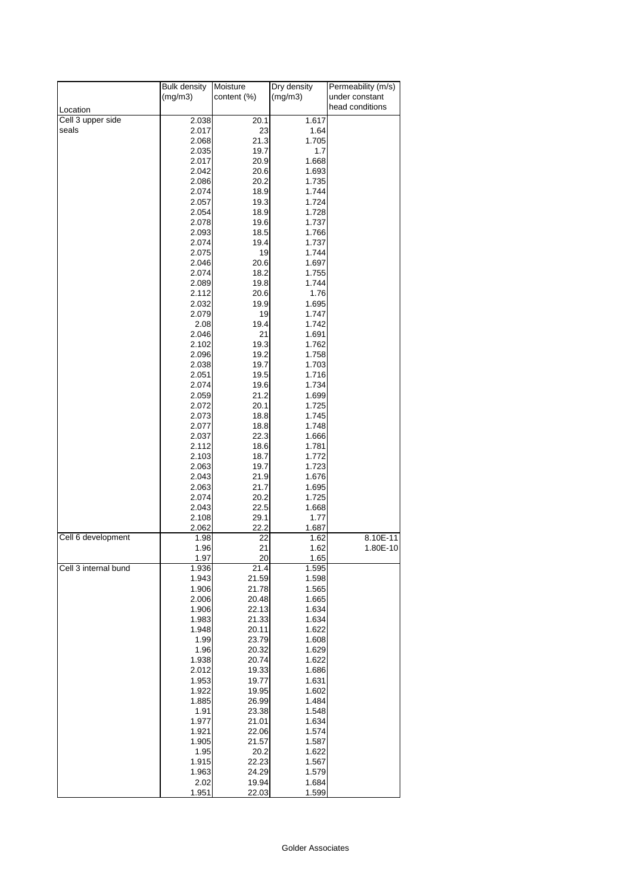| Location | Bulk density (mg/m3) | Moisture content (%) | Dry density (mg/m3) | Permeability (m/s) under constant head conditions |
|---|---|---|---|---|
| Cell 3 upper side seals | 2.038 | 20.1 | 1.617 | |
| | 2.017 | 23 | 1.64 | |
| | 2.068 | 21.3 | 1.705 | |
| | 2.035 | 19.7 | 1.7 | |
| | 2.017 | 20.9 | 1.668 | |
| | 2.042 | 20.6 | 1.693 | |
| | 2.086 | 20.2 | 1.735 | |
| | 2.074 | 18.9 | 1.744 | |
| | 2.057 | 19.3 | 1.724 | |
| | 2.054 | 18.9 | 1.728 | |
| | 2.078 | 19.6 | 1.737 | |
| | 2.093 | 18.5 | 1.766 | |
| | 2.074 | 19.4 | 1.737 | |
| | 2.075 | 19 | 1.744 | |
| | 2.046 | 20.6 | 1.697 | |
| | 2.074 | 18.2 | 1.755 | |
| | 2.089 | 19.8 | 1.744 | |
| | 2.112 | 20.6 | 1.76 | |
| | 2.032 | 19.9 | 1.695 | |
| | 2.079 | 19 | 1.747 | |
| | 2.08 | 19.4 | 1.742 | |
| | 2.046 | 21 | 1.691 | |
| | 2.102 | 19.3 | 1.762 | |
| | 2.096 | 19.2 | 1.758 | |
| | 2.038 | 19.7 | 1.703 | |
| | 2.051 | 19.5 | 1.716 | |
| | 2.074 | 19.6 | 1.734 | |
| | 2.059 | 21.2 | 1.699 | |
| | 2.072 | 20.1 | 1.725 | |
| | 2.073 | 18.8 | 1.745 | |
| | 2.077 | 18.8 | 1.748 | |
| | 2.037 | 22.3 | 1.666 | |
| | 2.112 | 18.6 | 1.781 | |
| | 2.103 | 18.7 | 1.772 | |
| | 2.063 | 19.7 | 1.723 | |
| | 2.043 | 21.9 | 1.676 | |
| | 2.063 | 21.7 | 1.695 | |
| | 2.074 | 20.2 | 1.725 | |
| | 2.043 | 22.5 | 1.668 | |
| | 2.108 | 29.1 | 1.77 | |
| | 2.062 | 22.2 | 1.687 | |
| Cell 6 development | 1.98 | 22 | 1.62 | 8.10E-11 |
| | 1.96 | 21 | 1.62 | 1.80E-10 |
| | 1.97 | 20 | 1.65 | |
| Cell 3 internal bund | 1.936 | 21.4 | 1.595 | |
| | 1.943 | 21.59 | 1.598 | |
| | 1.906 | 21.78 | 1.565 | |
| | 2.006 | 20.48 | 1.665 | |
| | 1.906 | 22.13 | 1.634 | |
| | 1.983 | 21.33 | 1.634 | |
| | 1.948 | 20.11 | 1.622 | |
| | 1.99 | 23.79 | 1.608 | |
| | 1.96 | 20.32 | 1.629 | |
| | 1.938 | 20.74 | 1.622 | |
| | 2.012 | 19.33 | 1.686 | |
| | 1.953 | 19.77 | 1.631 | |
| | 1.922 | 19.95 | 1.602 | |
| | 1.885 | 26.99 | 1.484 | |
| | 1.91 | 23.38 | 1.548 | |
| | 1.977 | 21.01 | 1.634 | |
| | 1.921 | 22.06 | 1.574 | |
| | 1.905 | 21.57 | 1.587 | |
| | 1.95 | 20.2 | 1.622 | |
| | 1.915 | 22.23 | 1.567 | |
| | 1.963 | 24.29 | 1.579 | |
| | 2.02 | 19.94 | 1.684 | |
| | 1.951 | 22.03 | 1.599 | |

Golder Associates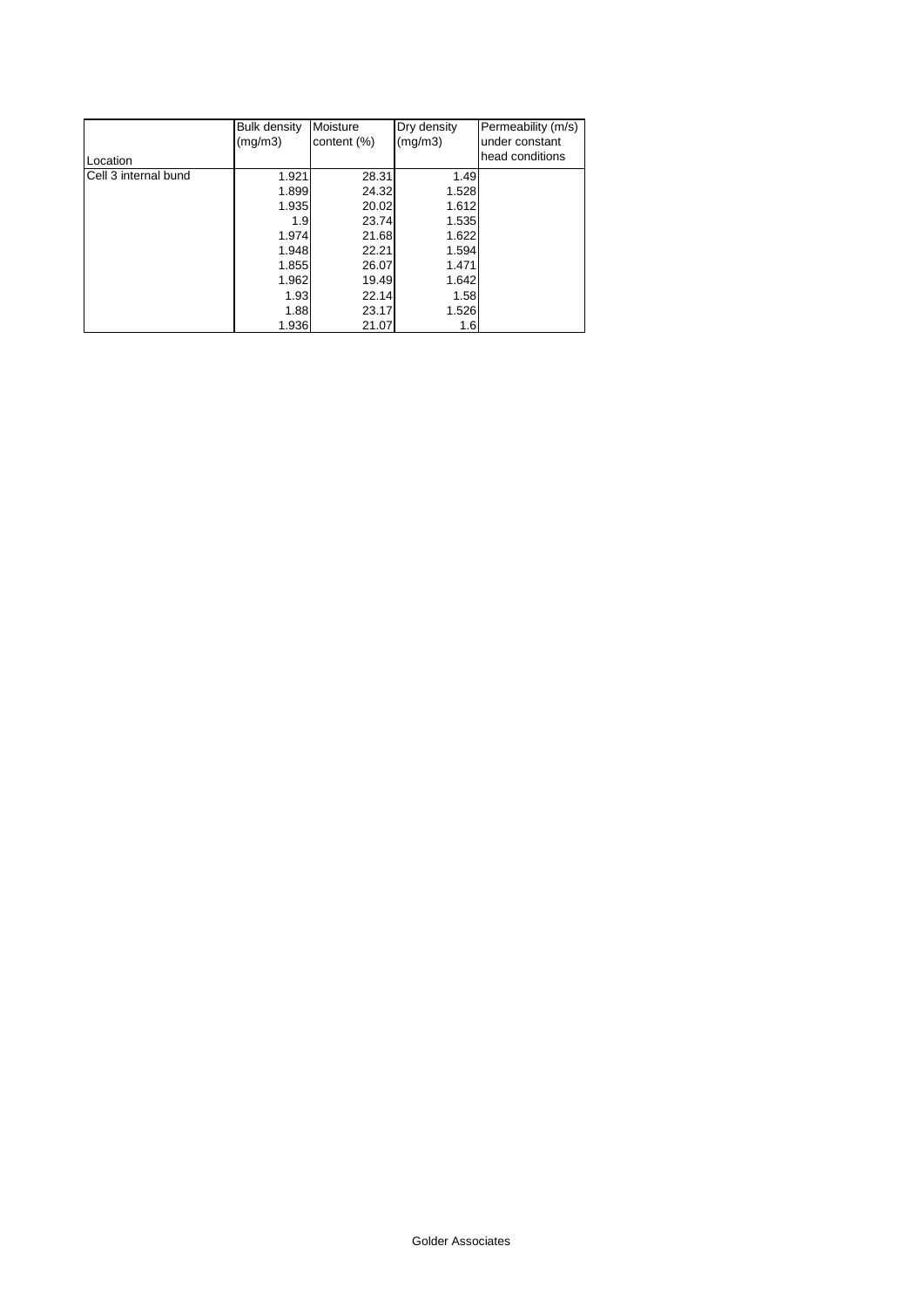| Location | Bulk density (mg/m3) | Moisture content (%) | Dry density (mg/m3) | Permeability (m/s) under constant head conditions |
|---|---|---|---|---|
| Cell 3 internal bund | 1.921 | 28.31 | 1.49 | |
| | 1.899 | 24.32 | 1.528 | |
| | 1.935 | 20.02 | 1.612 | |
| | 1.9 | 23.74 | 1.535 | |
| | 1.974 | 21.68 | 1.622 | |
| | 1.948 | 22.21 | 1.594 | |
| | 1.855 | 26.07 | 1.471 | |
| | 1.962 | 19.49 | 1.642 | |
| | 1.93 | 22.14 | 1.58 | |
| | 1.88 | 23.17 | 1.526 | |
| | 1.936 | 21.07 | 1.6 | |

Golder Associates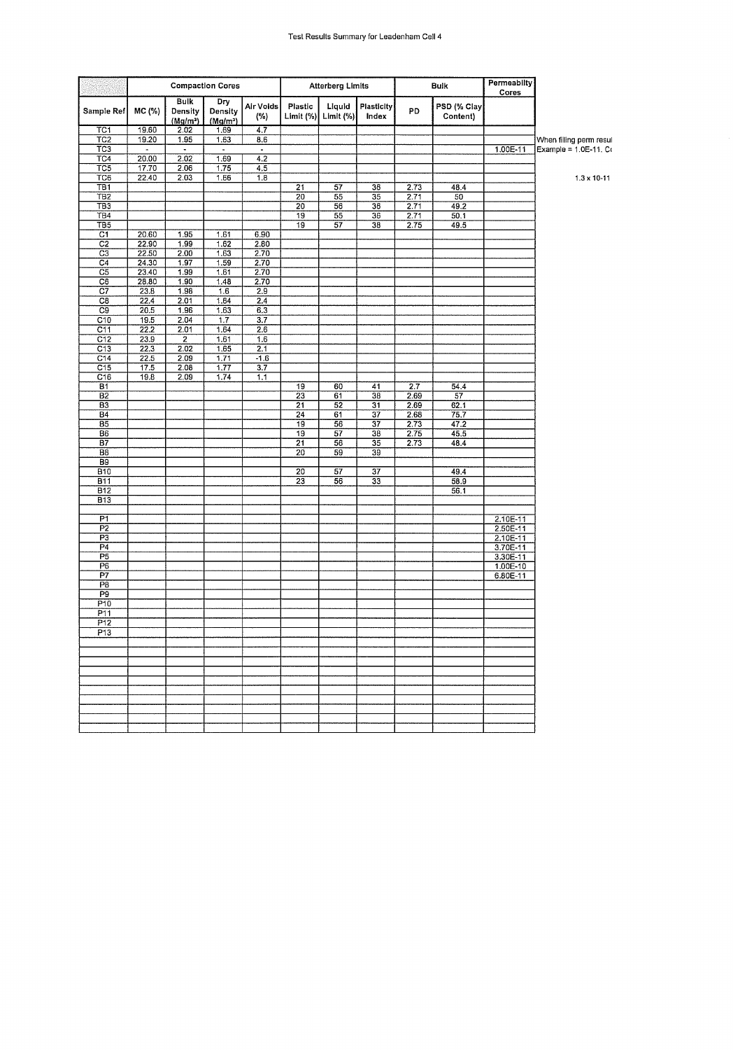Test Results Summary for Leadenham Cell 4

| | Compaction Cores | | | | Atterberg Limits | | | Bulk | | Permeability Cores |
|---|---|---|---|---|---|---|---|---|---|---|
| Sample Ref | MC (%) | Bulk Density (Mg/m³) | Dry Density (Mg/m³) | Air Voids (%) | Plastic Limit (%) | Liquid Limit (%) | Plasticity Index | PD | PSD (% Clay Content) | |
| TC1 | 19.60 | 2.02 | 1.69 | 4.7 | | | | | | |
| TC2 | 19.20 | 1.95 | 1.63 | 8.6 | | | | | | |
| TC3 | - | - | - | - | | | | | | 1.00E-11 |
| TC4 | 20.00 | 2.02 | 1.69 | 4.2 | | | | | | |
| TC5 | 17.70 | 2.06 | 1.75 | 4.5 | | | | | | |
| TC6 | 22.40 | 2.03 | 1.66 | 1.8 | | | | | | |
| TB1 | | | | | 21 | 57 | 36 | 2.73 | 48.4 | |
| TB2 | | | | | 20 | 55 | 35 | 2.71 | 50 | |
| TB3 | | | | | 20 | 56 | 36 | 2.71 | 49.2 | |
| TB4 | | | | | 19 | 55 | 36 | 2.71 | 50.1 | |
| TB5 | | | | | 19 | 57 | 38 | 2.75 | 49.5 | |
| C1 | 20.60 | 1.95 | 1.61 | 6.90 | | | | | | |
| C2 | 22.90 | 1.99 | 1.62 | 2.80 | | | | | | |
| C3 | 22.50 | 2.00 | 1.63 | 2.70 | | | | | | |
| C4 | 24.30 | 1.97 | 1.59 | 2.70 | | | | | | |
| C5 | 23.40 | 1.99 | 1.61 | 2.70 | | | | | | |
| C6 | 28.80 | 1.90 | 1.48 | 2.70 | | | | | | |
| C7 | 23.8 | 1.98 | 1.6 | 2.9 | | | | | | |
| C8 | 22.4 | 2.01 | 1.64 | 2.4 | | | | | | |
| C9 | 20.5 | 1.96 | 1.63 | 6.3 | | | | | | |
| C10 | 19.5 | 2.04 | 1.7 | 3.7 | | | | | | |
| C11 | 22.2 | 2.01 | 1.64 | 2.6 | | | | | | |
| C12 | 23.9 | 2 | 1.61 | 1.6 | | | | | | |
| C13 | 22.3 | 2.02 | 1.65 | 2.1 | | | | | | |
| C14 | 22.5 | 2.09 | 1.71 | -1.6 | | | | | | |
| C15 | 17.5 | 2.08 | 1.77 | 3.7 | | | | | | |
| C16 | 19.8 | 2.09 | 1.74 | 1.1 | | | | | | |
| B1 | | | | | 19 | 60 | 41 | 2.7 | 54.4 | |
| B2 | | | | | 23 | 61 | 38 | 2.69 | 57 | |
| B3 | | | | | 21 | 52 | 31 | 2.69 | 62.1 | |
| B4 | | | | | 24 | 61 | 37 | 2.68 | 75.7 | |
| B5 | | | | | 19 | 56 | 37 | 2.73 | 47.2 | |
| B6 | | | | | 19 | 57 | 38 | 2.75 | 45.5 | |
| B7 | | | | | 21 | 56 | 35 | 2.73 | 48.4 | |
| B8 | | | | | 20 | 59 | 39 | | | |
| B9 | | | | | | | | | | |
| B10 | | | | | 20 | 57 | 37 | | 49.4 | |
| B11 | | | | | 23 | 56 | 33 | | 58.9 | |
| B12 | | | | | | | | | 56.1 | |
| B13 | | | | | | | | | | |
| P1 | | | | | | | | | | 2.10E-11 |
| P2 | | | | | | | | | | 2.50E-11 |
| P3 | | | | | | | | | | 2.10E-11 |
| P4 | | | | | | | | | | 3.70E-11 |
| P5 | | | | | | | | | | 3.30E-11 |
| P6 | | | | | | | | | | 1.00E-10 |
| P7 | | | | | | | | | | 6.80E-11 |
| P8 | | | | | | | | | | |
| P9 | | | | | | | | | | |
| P10 | | | | | | | | | | |
| P11 | | | | | | | | | | |
| P12 | | | | | | | | | | |
| P13 | | | | | | | | | | |

When filling perm resul
Example = 1.0E-11. C

1.3 x 10-11